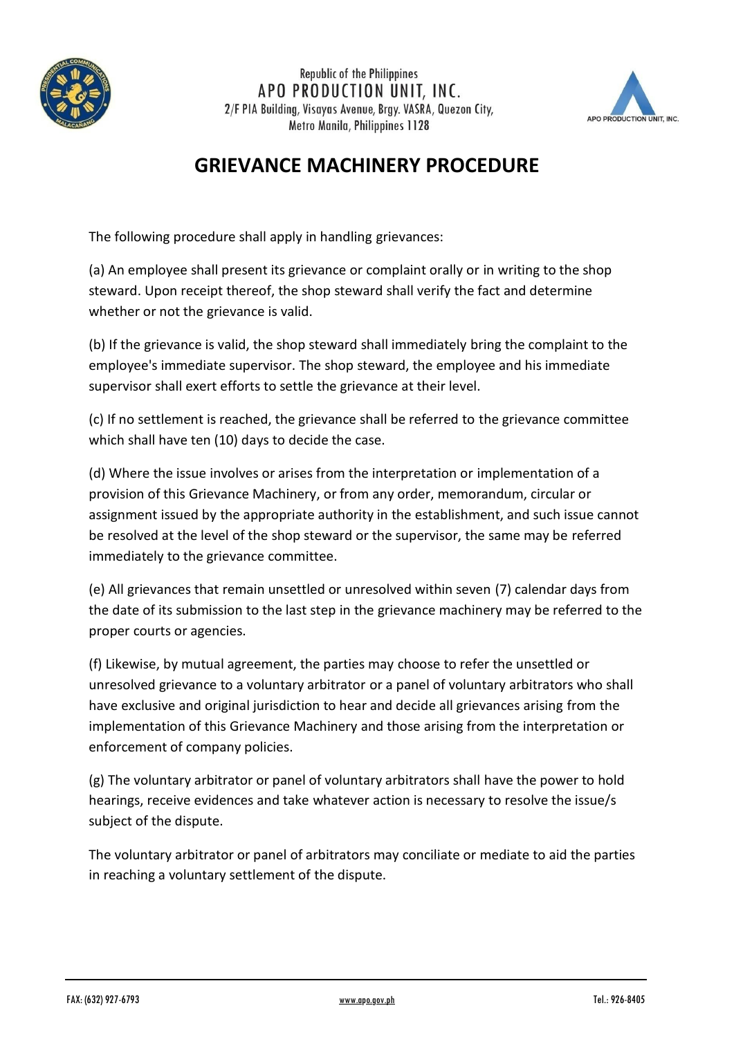Republic of the Philippines
APO PRODUCTION UNIT, INC.
2/F PIA Building, Visayas Avenue, Brgy. VASRA, Quezon City,
Metro Manila, Philippines 1128

# GRIEVANCE MACHINERY PROCEDURE

The following procedure shall apply in handling grievances:

(a) An employee shall present its grievance or complaint orally or in writing to the shop steward. Upon receipt thereof, the shop steward shall verify the fact and determine whether or not the grievance is valid.

(b) If the grievance is valid, the shop steward shall immediately bring the complaint to the employee's immediate supervisor. The shop steward, the employee and his immediate supervisor shall exert efforts to settle the grievance at their level.

(c) If no settlement is reached, the grievance shall be referred to the grievance committee which shall have ten (10) days to decide the case.

(d) Where the issue involves or arises from the interpretation or implementation of a provision of this Grievance Machinery, or from any order, memorandum, circular or assignment issued by the appropriate authority in the establishment, and such issue cannot be resolved at the level of the shop steward or the supervisor, the same may be referred immediately to the grievance committee.

(e) All grievances that remain unsettled or unresolved within seven (7) calendar days from the date of its submission to the last step in the grievance machinery may be referred to the proper courts or agencies.

(f) Likewise, by mutual agreement, the parties may choose to refer the unsettled or unresolved grievance to a voluntary arbitrator or a panel of voluntary arbitrators who shall have exclusive and original jurisdiction to hear and decide all grievances arising from the implementation of this Grievance Machinery and those arising from the interpretation or enforcement of company policies.

(g) The voluntary arbitrator or panel of voluntary arbitrators shall have the power to hold hearings, receive evidences and take whatever action is necessary to resolve the issue/s subject of the dispute.

The voluntary arbitrator or panel of arbitrators may conciliate or mediate to aid the parties in reaching a voluntary settlement of the dispute.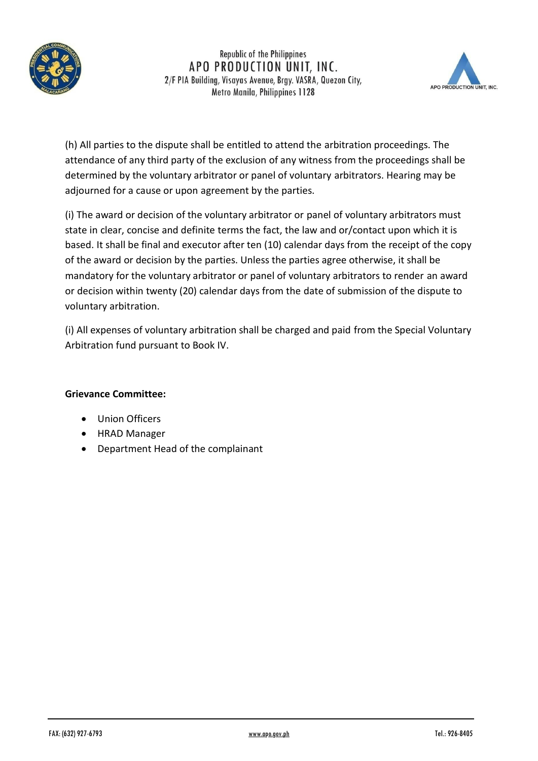(h) All parties to the dispute shall be entitled to attend the arbitration proceedings. The attendance of any third party of the exclusion of any witness from the proceedings shall be determined by the voluntary arbitrator or panel of voluntary arbitrators. Hearing may be adjourned for a cause or upon agreement by the parties.

(i) The award or decision of the voluntary arbitrator or panel of voluntary arbitrators must state in clear, concise and definite terms the fact, the law and or/contact upon which it is based. It shall be final and executor after ten (10) calendar days from the receipt of the copy of the award or decision by the parties. Unless the parties agree otherwise, it shall be mandatory for the voluntary arbitrator or panel of voluntary arbitrators to render an award or decision within twenty (20) calendar days from the date of submission of the dispute to voluntary arbitration.

(i) All expenses of voluntary arbitration shall be charged and paid from the Special Voluntary Arbitration fund pursuant to Book IV.

**Grievance Committee:**

- Union Officers
- HRAD Manager
- Department Head of the complainant